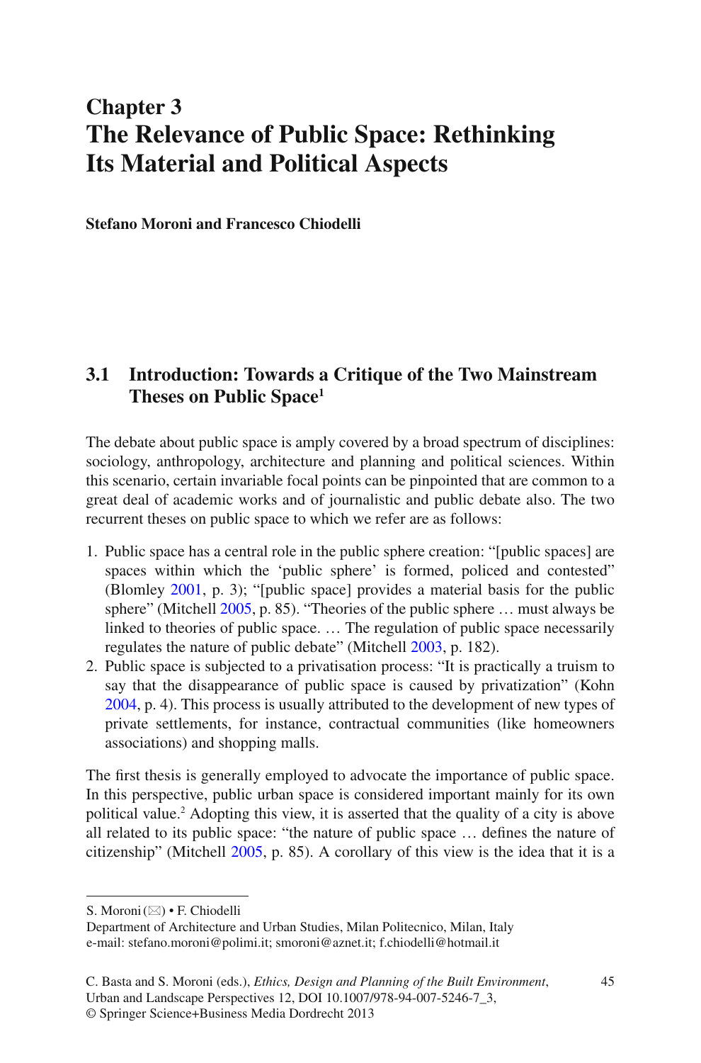# Chapter 3
# The Relevance of Public Space: Rethinking Its Material and Political Aspects

**Stefano Moroni and Francesco Chiodelli**

## 3.1 Introduction: Towards a Critique of the Two Mainstream Theses on Public Space[1]

The debate about public space is amply covered by a broad spectrum of disciplines: sociology, anthropology, architecture and planning and political sciences. Within this scenario, certain invariable focal points can be pinpointed that are common to a great deal of academic works and of journalistic and public debate also. The two recurrent theses on public space to which we refer are as follows:

1. Public space has a central role in the public sphere creation: "[public spaces] are spaces within which the 'public sphere' is formed, policed and contested" (Blomley 2001, p. 3); "[public space] provides a material basis for the public sphere" (Mitchell 2005, p. 85). "Theories of the public sphere … must always be linked to theories of public space. … The regulation of public space necessarily regulates the nature of public debate" (Mitchell 2003, p. 182).
2. Public space is subjected to a privatisation process: "It is practically a truism to say that the disappearance of public space is caused by privatization" (Kohn 2004, p. 4). This process is usually attributed to the development of new types of private settlements, for instance, contractual communities (like homeowners associations) and shopping malls.

The first thesis is generally employed to advocate the importance of public space. In this perspective, public urban space is considered important mainly for its own political value.[2] Adopting this view, it is asserted that the quality of a city is above all related to its public space: "the nature of public space … defines the nature of citizenship" (Mitchell 2005, p. 85). A corollary of this view is the idea that it is a

---

S. Moroni (✉) • F. Chiodelli
Department of Architecture and Urban Studies, Milan Politecnico, Milan, Italy
e-mail: stefano.moroni@polimi.it; smoroni@aznet.it; f.chiodelli@hotmail.it

C. Basta and S. Moroni (eds.), *Ethics, Design and Planning of the Built Environment*, Urban and Landscape Perspectives 12, DOI 10.1007/978-94-007-5246-7_3,
© Springer Science+Business Media Dordrecht 2013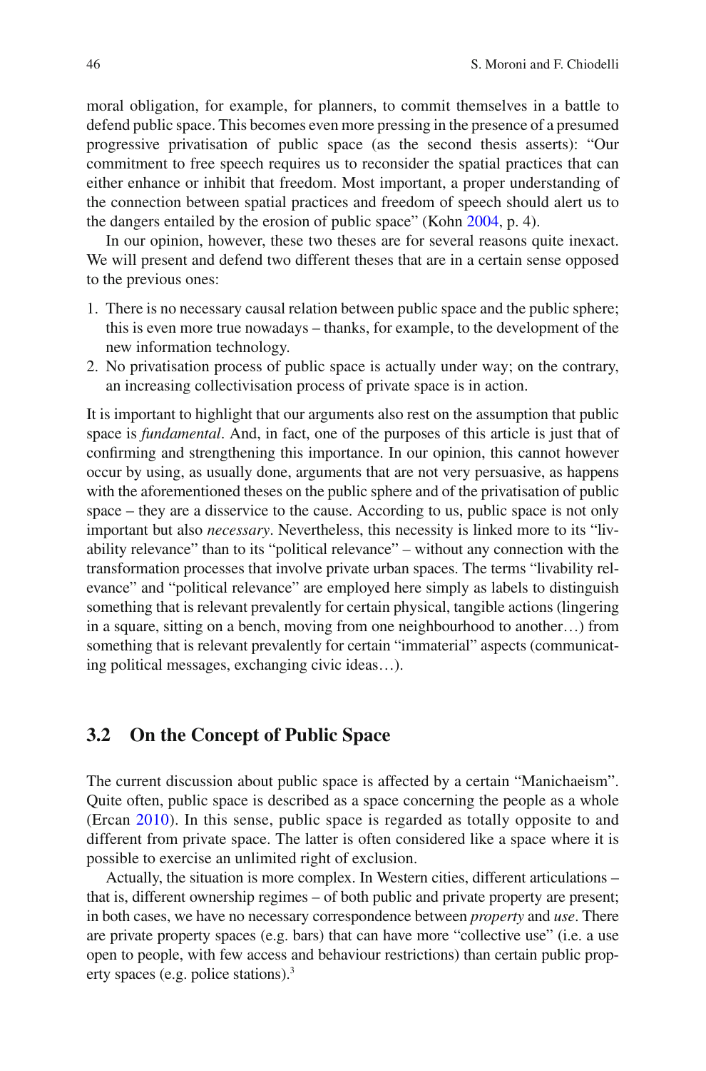moral obligation, for example, for planners, to commit themselves in a battle to defend public space. This becomes even more pressing in the presence of a presumed progressive privatisation of public space (as the second thesis asserts): "Our commitment to free speech requires us to reconsider the spatial practices that can either enhance or inhibit that freedom. Most important, a proper understanding of the connection between spatial practices and freedom of speech should alert us to the dangers entailed by the erosion of public space" (Kohn 2004, p. 4).

In our opinion, however, these two theses are for several reasons quite inexact. We will present and defend two different theses that are in a certain sense opposed to the previous ones:

1. There is no necessary causal relation between public space and the public sphere; this is even more true nowadays – thanks, for example, to the development of the new information technology.
2. No privatisation process of public space is actually under way; on the contrary, an increasing collectivisation process of private space is in action.

It is important to highlight that our arguments also rest on the assumption that public space is *fundamental*. And, in fact, one of the purposes of this article is just that of confirming and strengthening this importance. In our opinion, this cannot however occur by using, as usually done, arguments that are not very persuasive, as happens with the aforementioned theses on the public sphere and of the privatisation of public space – they are a disservice to the cause. According to us, public space is not only important but also *necessary*. Nevertheless, this necessity is linked more to its "livability relevance" than to its "political relevance" – without any connection with the transformation processes that involve private urban spaces. The terms "livability relevance" and "political relevance" are employed here simply as labels to distinguish something that is relevant prevalently for certain physical, tangible actions (lingering in a square, sitting on a bench, moving from one neighbourhood to another…) from something that is relevant prevalently for certain "immaterial" aspects (communicating political messages, exchanging civic ideas…).

## 3.2 On the Concept of Public Space

The current discussion about public space is affected by a certain "Manichaeism". Quite often, public space is described as a space concerning the people as a whole (Ercan 2010). In this sense, public space is regarded as totally opposite to and different from private space. The latter is often considered like a space where it is possible to exercise an unlimited right of exclusion.

Actually, the situation is more complex. In Western cities, different articulations – that is, different ownership regimes – of both public and private property are present; in both cases, we have no necessary correspondence between *property* and *use*. There are private property spaces (e.g. bars) that can have more "collective use" (i.e. a use open to people, with few access and behaviour restrictions) than certain public property spaces (e.g. police stations).[3]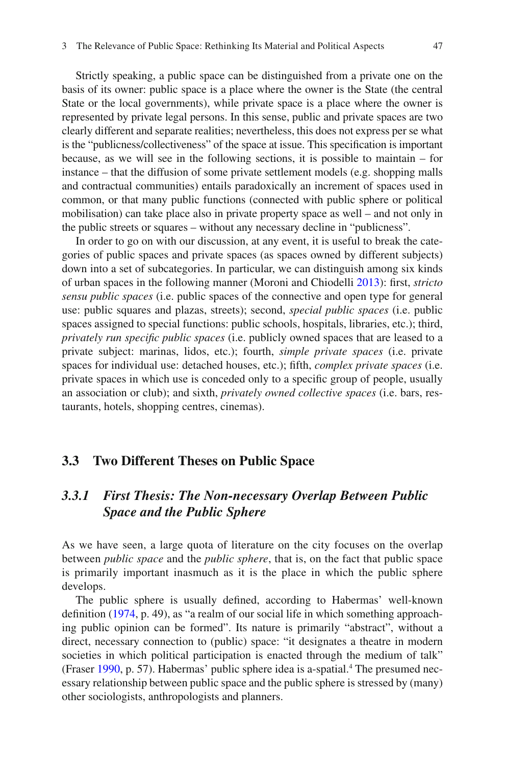Strictly speaking, a public space can be distinguished from a private one on the basis of its owner: public space is a place where the owner is the State (the central State or the local governments), while private space is a place where the owner is represented by private legal persons. In this sense, public and private spaces are two clearly different and separate realities; nevertheless, this does not express per se what is the "publicness/collectiveness" of the space at issue. This specification is important because, as we will see in the following sections, it is possible to maintain – for instance – that the diffusion of some private settlement models (e.g. shopping malls and contractual communities) entails paradoxically an increment of spaces used in common, or that many public functions (connected with public sphere or political mobilisation) can take place also in private property space as well – and not only in the public streets or squares – without any necessary decline in "publicness".

In order to go on with our discussion, at any event, it is useful to break the categories of public spaces and private spaces (as spaces owned by different subjects) down into a set of subcategories. In particular, we can distinguish among six kinds of urban spaces in the following manner (Moroni and Chiodelli 2013): first, *stricto sensu public spaces* (i.e. public spaces of the connective and open type for general use: public squares and plazas, streets); second, *special public spaces* (i.e. public spaces assigned to special functions: public schools, hospitals, libraries, etc.); third, *privately run specific public spaces* (i.e. publicly owned spaces that are leased to a private subject: marinas, lidos, etc.); fourth, *simple private spaces* (i.e. private spaces for individual use: detached houses, etc.); fifth, *complex private spaces* (i.e. private spaces in which use is conceded only to a specific group of people, usually an association or club); and sixth, *privately owned collective spaces* (i.e. bars, restaurants, hotels, shopping centres, cinemas).

## 3.3 Two Different Theses on Public Space

### *3.3.1 First Thesis: The Non-necessary Overlap Between Public Space and the Public Sphere*

As we have seen, a large quota of literature on the city focuses on the overlap between *public space* and the *public sphere*, that is, on the fact that public space is primarily important inasmuch as it is the place in which the public sphere develops.

The public sphere is usually defined, according to Habermas' well-known definition (1974, p. 49), as "a realm of our social life in which something approaching public opinion can be formed". Its nature is primarily "abstract", without a direct, necessary connection to (public) space: "it designates a theatre in modern societies in which political participation is enacted through the medium of talk" (Fraser 1990, p. 57). Habermas' public sphere idea is a-spatial.[4] The presumed necessary relationship between public space and the public sphere is stressed by (many) other sociologists, anthropologists and planners.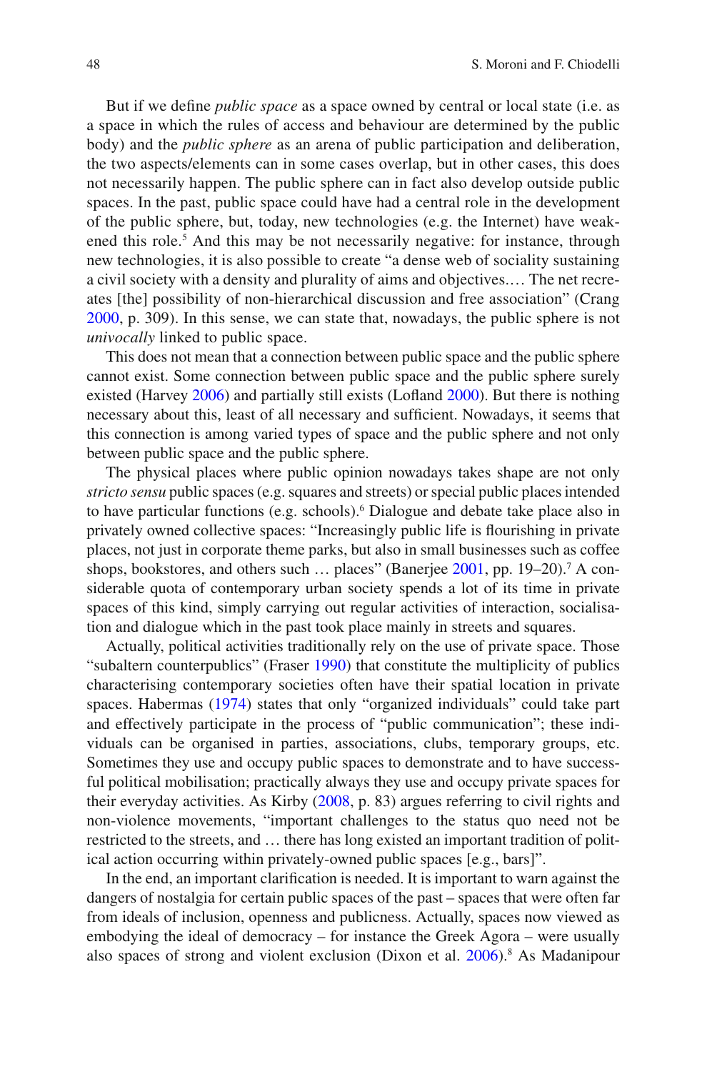But if we define *public space* as a space owned by central or local state (i.e. as a space in which the rules of access and behaviour are determined by the public body) and the *public sphere* as an arena of public participation and deliberation, the two aspects/elements can in some cases overlap, but in other cases, this does not necessarily happen. The public sphere can in fact also develop outside public spaces. In the past, public space could have had a central role in the development of the public sphere, but, today, new technologies (e.g. the Internet) have weakened this role.[5] And this may be not necessarily negative: for instance, through new technologies, it is also possible to create "a dense web of sociality sustaining a civil society with a density and plurality of aims and objectives.… The net recreates [the] possibility of non-hierarchical discussion and free association" (Crang 2000, p. 309). In this sense, we can state that, nowadays, the public sphere is not *univocally* linked to public space.

This does not mean that a connection between public space and the public sphere cannot exist. Some connection between public space and the public sphere surely existed (Harvey 2006) and partially still exists (Lofland 2000). But there is nothing necessary about this, least of all necessary and sufficient. Nowadays, it seems that this connection is among varied types of space and the public sphere and not only between public space and the public sphere.

The physical places where public opinion nowadays takes shape are not only *stricto sensu* public spaces (e.g. squares and streets) or special public places intended to have particular functions (e.g. schools).[6] Dialogue and debate take place also in privately owned collective spaces: "Increasingly public life is flourishing in private places, not just in corporate theme parks, but also in small businesses such as coffee shops, bookstores, and others such … places" (Banerjee 2001, pp. 19–20).[7] A considerable quota of contemporary urban society spends a lot of its time in private spaces of this kind, simply carrying out regular activities of interaction, socialisation and dialogue which in the past took place mainly in streets and squares.

Actually, political activities traditionally rely on the use of private space. Those "subaltern counterpublics" (Fraser 1990) that constitute the multiplicity of publics characterising contemporary societies often have their spatial location in private spaces. Habermas (1974) states that only "organized individuals" could take part and effectively participate in the process of "public communication"; these individuals can be organised in parties, associations, clubs, temporary groups, etc. Sometimes they use and occupy public spaces to demonstrate and to have successful political mobilisation; practically always they use and occupy private spaces for their everyday activities. As Kirby (2008, p. 83) argues referring to civil rights and non-violence movements, "important challenges to the status quo need not be restricted to the streets, and … there has long existed an important tradition of political action occurring within privately-owned public spaces [e.g., bars]".

In the end, an important clarification is needed. It is important to warn against the dangers of nostalgia for certain public spaces of the past – spaces that were often far from ideals of inclusion, openness and publicness. Actually, spaces now viewed as embodying the ideal of democracy – for instance the Greek Agora – were usually also spaces of strong and violent exclusion (Dixon et al. 2006).[8] As Madanipour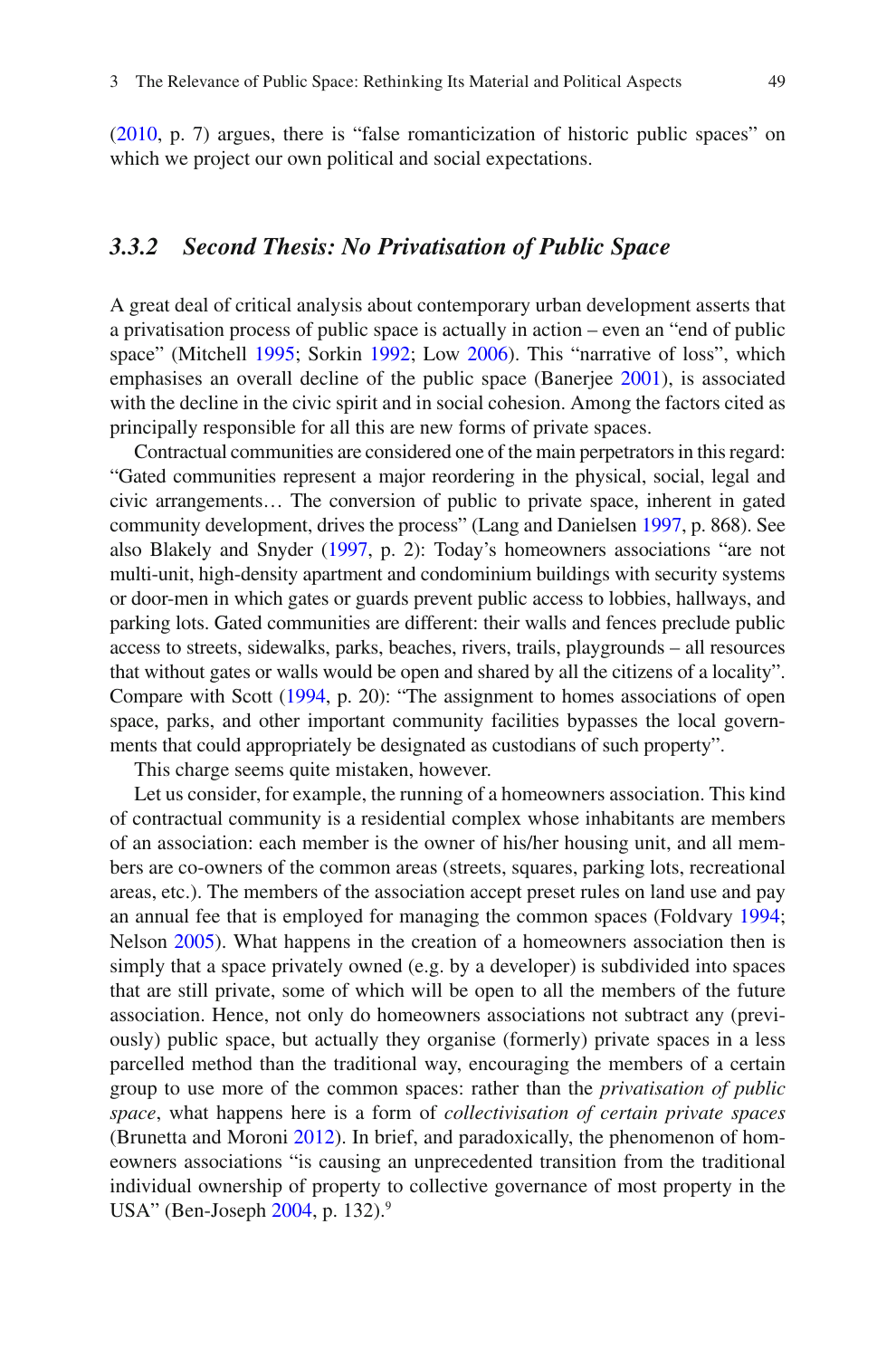(2010, p. 7) argues, there is "false romanticization of historic public spaces" on which we project our own political and social expectations.

### *3.3.2 Second Thesis: No Privatisation of Public Space*

A great deal of critical analysis about contemporary urban development asserts that a privatisation process of public space is actually in action – even an "end of public space" (Mitchell 1995; Sorkin 1992; Low 2006). This "narrative of loss", which emphasises an overall decline of the public space (Banerjee 2001), is associated with the decline in the civic spirit and in social cohesion. Among the factors cited as principally responsible for all this are new forms of private spaces.

Contractual communities are considered one of the main perpetrators in this regard: "Gated communities represent a major reordering in the physical, social, legal and civic arrangements… The conversion of public to private space, inherent in gated community development, drives the process" (Lang and Danielsen 1997, p. 868). See also Blakely and Snyder (1997, p. 2): Today's homeowners associations "are not multi-unit, high-density apartment and condominium buildings with security systems or door-men in which gates or guards prevent public access to lobbies, hallways, and parking lots. Gated communities are different: their walls and fences preclude public access to streets, sidewalks, parks, beaches, rivers, trails, playgrounds – all resources that without gates or walls would be open and shared by all the citizens of a locality". Compare with Scott (1994, p. 20): "The assignment to homes associations of open space, parks, and other important community facilities bypasses the local governments that could appropriately be designated as custodians of such property".

This charge seems quite mistaken, however.

Let us consider, for example, the running of a homeowners association. This kind of contractual community is a residential complex whose inhabitants are members of an association: each member is the owner of his/her housing unit, and all members are co-owners of the common areas (streets, squares, parking lots, recreational areas, etc.). The members of the association accept preset rules on land use and pay an annual fee that is employed for managing the common spaces (Foldvary 1994; Nelson 2005). What happens in the creation of a homeowners association then is simply that a space privately owned (e.g. by a developer) is subdivided into spaces that are still private, some of which will be open to all the members of the future association. Hence, not only do homeowners associations not subtract any (previously) public space, but actually they organise (formerly) private spaces in a less parcelled method than the traditional way, encouraging the members of a certain group to use more of the common spaces: rather than the *privatisation of public space*, what happens here is a form of *collectivisation of certain private spaces* (Brunetta and Moroni 2012). In brief, and paradoxically, the phenomenon of homeowners associations "is causing an unprecedented transition from the traditional individual ownership of property to collective governance of most property in the USA" (Ben-Joseph 2004, p. 132).[9]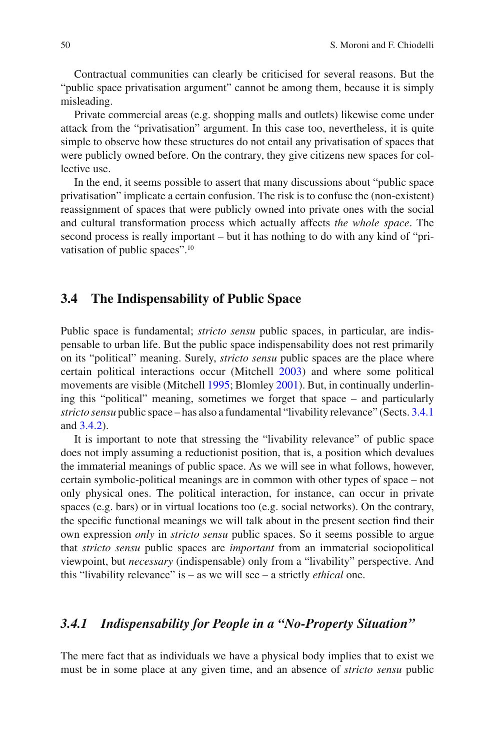Contractual communities can clearly be criticised for several reasons. But the "public space privatisation argument" cannot be among them, because it is simply misleading.

Private commercial areas (e.g. shopping malls and outlets) likewise come under attack from the "privatisation" argument. In this case too, nevertheless, it is quite simple to observe how these structures do not entail any privatisation of spaces that were publicly owned before. On the contrary, they give citizens new spaces for collective use.

In the end, it seems possible to assert that many discussions about "public space privatisation" implicate a certain confusion. The risk is to confuse the (non-existent) reassignment of spaces that were publicly owned into private ones with the social and cultural transformation process which actually affects *the whole space*. The second process is really important – but it has nothing to do with any kind of "privatisation of public spaces".[10]

## 3.4 The Indispensability of Public Space

Public space is fundamental; *stricto sensu* public spaces, in particular, are indispensable to urban life. But the public space indispensability does not rest primarily on its "political" meaning. Surely, *stricto sensu* public spaces are the place where certain political interactions occur (Mitchell 2003) and where some political movements are visible (Mitchell 1995; Blomley 2001). But, in continually underlining this "political" meaning, sometimes we forget that space – and particularly *stricto sensu* public space – has also a fundamental "livability relevance" (Sects. 3.4.1 and 3.4.2).

It is important to note that stressing the "livability relevance" of public space does not imply assuming a reductionist position, that is, a position which devalues the immaterial meanings of public space. As we will see in what follows, however, certain symbolic-political meanings are in common with other types of space – not only physical ones. The political interaction, for instance, can occur in private spaces (e.g. bars) or in virtual locations too (e.g. social networks). On the contrary, the specific functional meanings we will talk about in the present section find their own expression *only* in *stricto sensu* public spaces. So it seems possible to argue that *stricto sensu* public spaces are *important* from an immaterial sociopolitical viewpoint, but *necessary* (indispensable) only from a "livability" perspective. And this "livability relevance" is – as we will see – a strictly *ethical* one.

### *3.4.1 Indispensability for People in a "No-Property Situation"*

The mere fact that as individuals we have a physical body implies that to exist we must be in some place at any given time, and an absence of *stricto sensu* public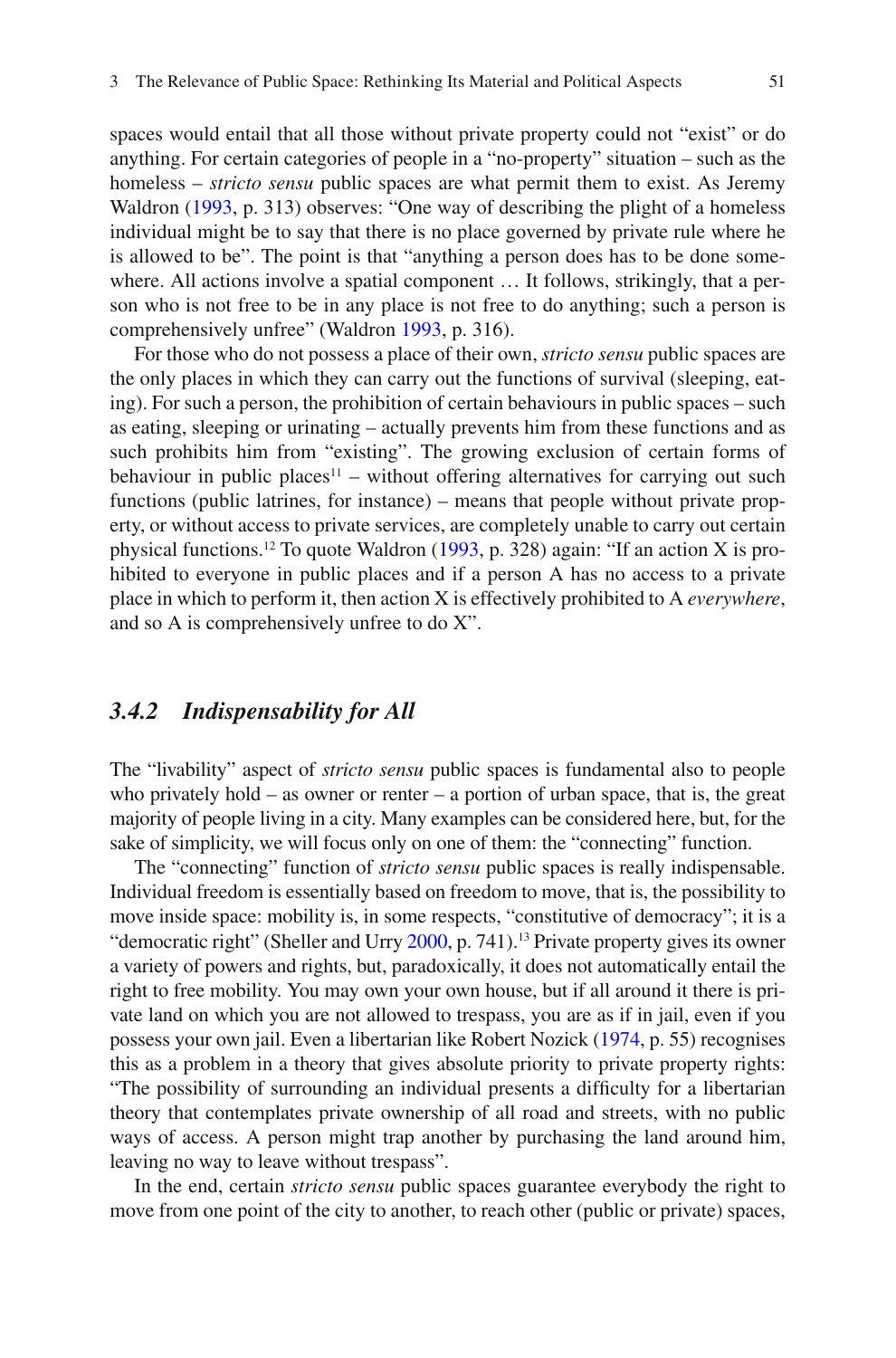spaces would entail that all those without private property could not "exist" or do anything. For certain categories of people in a "no-property" situation – such as the homeless – *stricto sensu* public spaces are what permit them to exist. As Jeremy Waldron (1993, p. 313) observes: "One way of describing the plight of a homeless individual might be to say that there is no place governed by private rule where he is allowed to be". The point is that "anything a person does has to be done somewhere. All actions involve a spatial component … It follows, strikingly, that a person who is not free to be in any place is not free to do anything; such a person is comprehensively unfree" (Waldron 1993, p. 316).

For those who do not possess a place of their own, *stricto sensu* public spaces are the only places in which they can carry out the functions of survival (sleeping, eating). For such a person, the prohibition of certain behaviours in public spaces – such as eating, sleeping or urinating – actually prevents him from these functions and as such prohibits him from "existing". The growing exclusion of certain forms of behaviour in public places[11] – without offering alternatives for carrying out such functions (public latrines, for instance) – means that people without private property, or without access to private services, are completely unable to carry out certain physical functions.[12] To quote Waldron (1993, p. 328) again: "If an action X is prohibited to everyone in public places and if a person A has no access to a private place in which to perform it, then action X is effectively prohibited to A *everywhere*, and so A is comprehensively unfree to do X".

### *3.4.2 Indispensability for All*

The "livability" aspect of *stricto sensu* public spaces is fundamental also to people who privately hold – as owner or renter – a portion of urban space, that is, the great majority of people living in a city. Many examples can be considered here, but, for the sake of simplicity, we will focus only on one of them: the "connecting" function.

The "connecting" function of *stricto sensu* public spaces is really indispensable. Individual freedom is essentially based on freedom to move, that is, the possibility to move inside space: mobility is, in some respects, "constitutive of democracy"; it is a "democratic right" (Sheller and Urry 2000, p. 741).[13] Private property gives its owner a variety of powers and rights, but, paradoxically, it does not automatically entail the right to free mobility. You may own your own house, but if all around it there is private land on which you are not allowed to trespass, you are as if in jail, even if you possess your own jail. Even a libertarian like Robert Nozick (1974, p. 55) recognises this as a problem in a theory that gives absolute priority to private property rights: "The possibility of surrounding an individual presents a difficulty for a libertarian theory that contemplates private ownership of all road and streets, with no public ways of access. A person might trap another by purchasing the land around him, leaving no way to leave without trespass".

In the end, certain *stricto sensu* public spaces guarantee everybody the right to move from one point of the city to another, to reach other (public or private) spaces,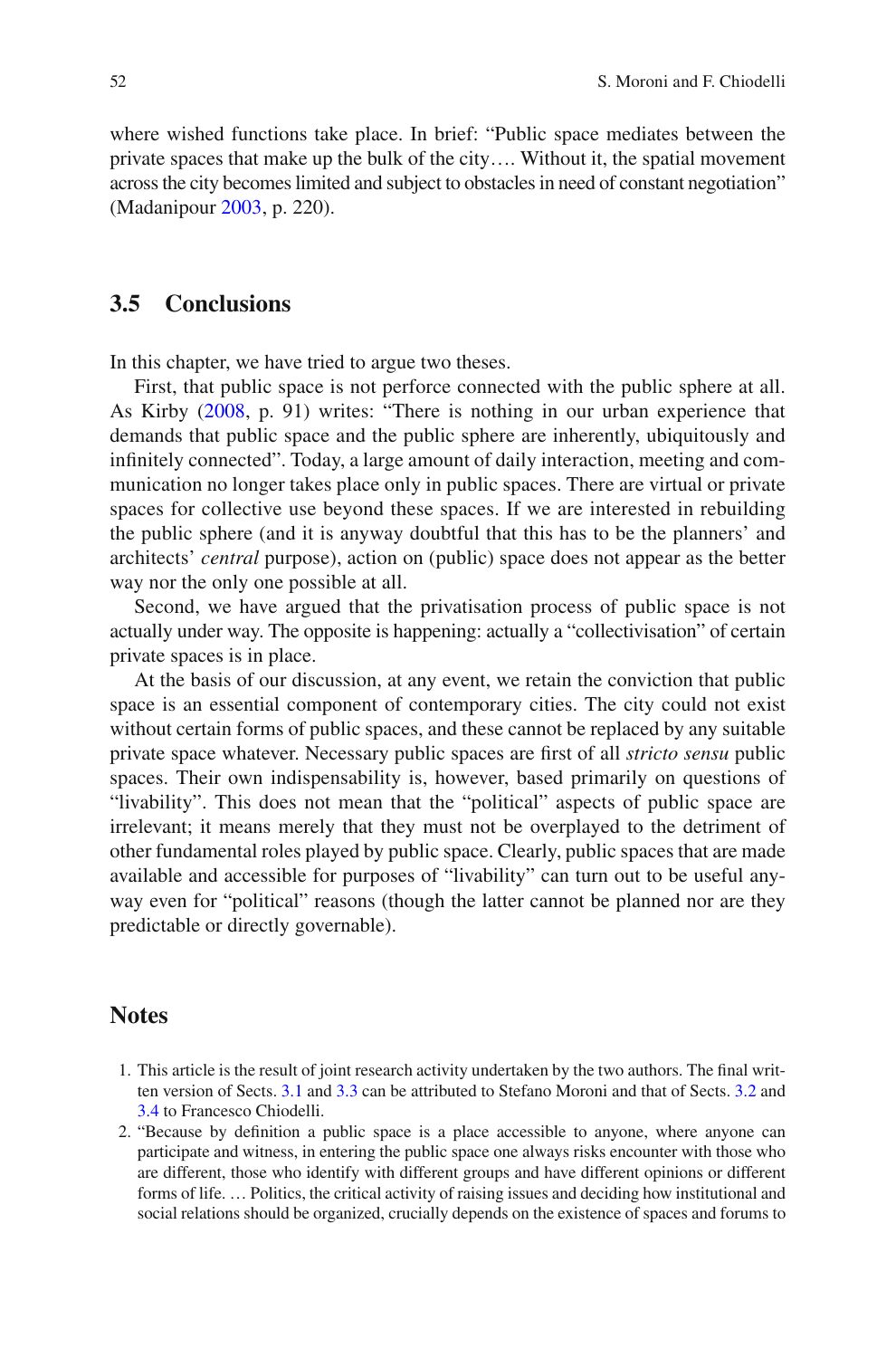where wished functions take place. In brief: "Public space mediates between the private spaces that make up the bulk of the city…. Without it, the spatial movement across the city becomes limited and subject to obstacles in need of constant negotiation" (Madanipour 2003, p. 220).

## 3.5 Conclusions

In this chapter, we have tried to argue two theses.

First, that public space is not perforce connected with the public sphere at all. As Kirby (2008, p. 91) writes: "There is nothing in our urban experience that demands that public space and the public sphere are inherently, ubiquitously and infinitely connected". Today, a large amount of daily interaction, meeting and communication no longer takes place only in public spaces. There are virtual or private spaces for collective use beyond these spaces. If we are interested in rebuilding the public sphere (and it is anyway doubtful that this has to be the planners' and architects' *central* purpose), action on (public) space does not appear as the better way nor the only one possible at all.

Second, we have argued that the privatisation process of public space is not actually under way. The opposite is happening: actually a "collectivisation" of certain private spaces is in place.

At the basis of our discussion, at any event, we retain the conviction that public space is an essential component of contemporary cities. The city could not exist without certain forms of public spaces, and these cannot be replaced by any suitable private space whatever. Necessary public spaces are first of all *stricto sensu* public spaces. Their own indispensability is, however, based primarily on questions of "livability". This does not mean that the "political" aspects of public space are irrelevant; it means merely that they must not be overplayed to the detriment of other fundamental roles played by public space. Clearly, public spaces that are made available and accessible for purposes of "livability" can turn out to be useful anyway even for "political" reasons (though the latter cannot be planned nor are they predictable or directly governable).

## Notes

1. This article is the result of joint research activity undertaken by the two authors. The final written version of Sects. 3.1 and 3.3 can be attributed to Stefano Moroni and that of Sects. 3.2 and 3.4 to Francesco Chiodelli.
2. "Because by definition a public space is a place accessible to anyone, where anyone can participate and witness, in entering the public space one always risks encounter with those who are different, those who identify with different groups and have different opinions or different forms of life. … Politics, the critical activity of raising issues and deciding how institutional and social relations should be organized, crucially depends on the existence of spaces and forums to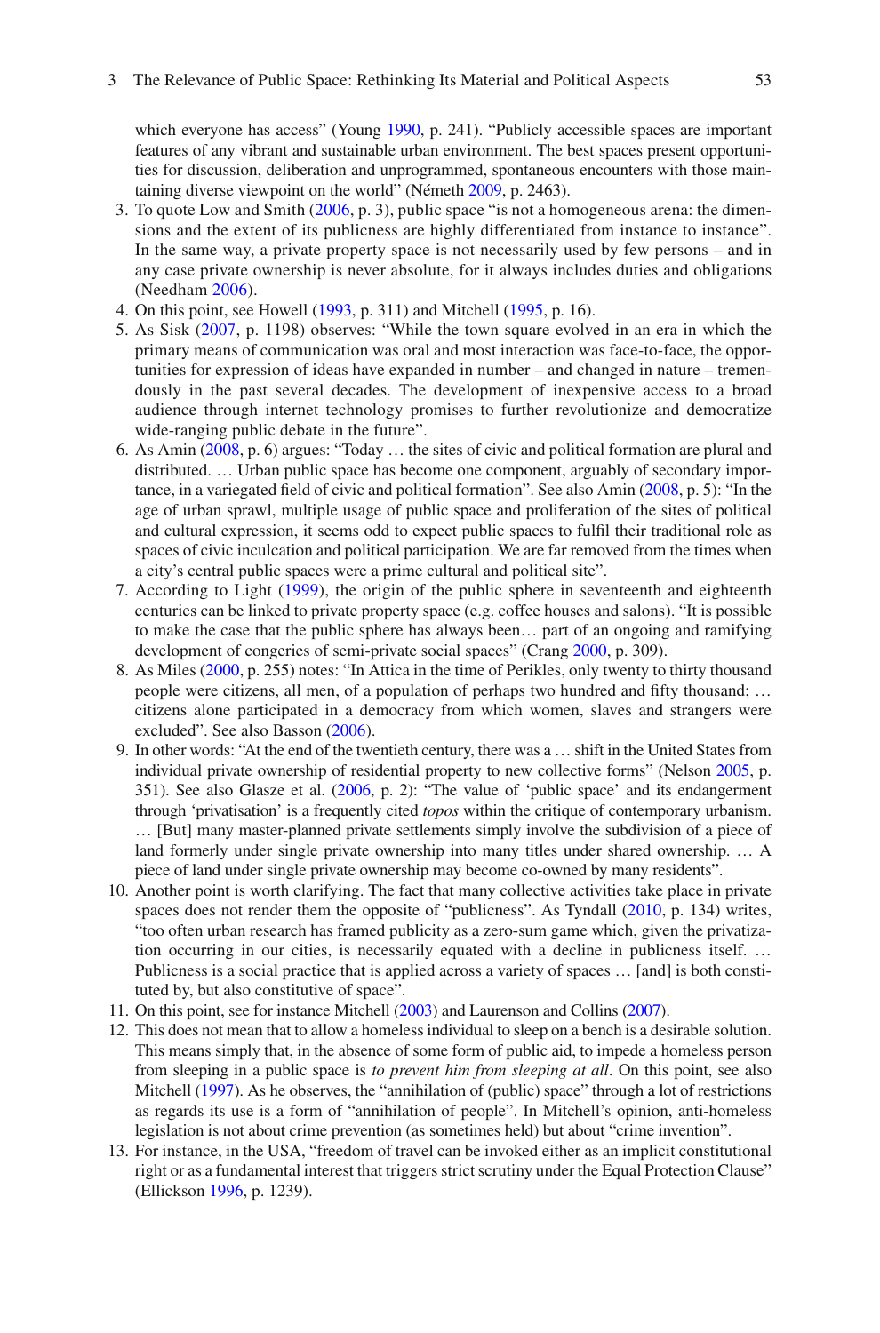which everyone has access" (Young 1990, p. 241). "Publicly accessible spaces are important features of any vibrant and sustainable urban environment. The best spaces present opportunities for discussion, deliberation and unprogrammed, spontaneous encounters with those maintaining diverse viewpoint on the world" (Németh 2009, p. 2463).

3. To quote Low and Smith (2006, p. 3), public space "is not a homogeneous arena: the dimensions and the extent of its publicness are highly differentiated from instance to instance". In the same way, a private property space is not necessarily used by few persons – and in any case private ownership is never absolute, for it always includes duties and obligations (Needham 2006).
4. On this point, see Howell (1993, p. 311) and Mitchell (1995, p. 16).
5. As Sisk (2007, p. 1198) observes: "While the town square evolved in an era in which the primary means of communication was oral and most interaction was face-to-face, the opportunities for expression of ideas have expanded in number – and changed in nature – tremendously in the past several decades. The development of inexpensive access to a broad audience through internet technology promises to further revolutionize and democratize wide-ranging public debate in the future".
6. As Amin (2008, p. 6) argues: "Today … the sites of civic and political formation are plural and distributed. … Urban public space has become one component, arguably of secondary importance, in a variegated field of civic and political formation". See also Amin (2008, p. 5): "In the age of urban sprawl, multiple usage of public space and proliferation of the sites of political and cultural expression, it seems odd to expect public spaces to fulfil their traditional role as spaces of civic inculcation and political participation. We are far removed from the times when a city's central public spaces were a prime cultural and political site".
7. According to Light (1999), the origin of the public sphere in seventeenth and eighteenth centuries can be linked to private property space (e.g. coffee houses and salons). "It is possible to make the case that the public sphere has always been… part of an ongoing and ramifying development of congeries of semi-private social spaces" (Crang 2000, p. 309).
8. As Miles (2000, p. 255) notes: "In Attica in the time of Perikles, only twenty to thirty thousand people were citizens, all men, of a population of perhaps two hundred and fifty thousand; … citizens alone participated in a democracy from which women, slaves and strangers were excluded". See also Basson (2006).
9. In other words: "At the end of the twentieth century, there was a … shift in the United States from individual private ownership of residential property to new collective forms" (Nelson 2005, p. 351). See also Glasze et al. (2006, p. 2): "The value of 'public space' and its endangerment through 'privatisation' is a frequently cited *topos* within the critique of contemporary urbanism. … [But] many master-planned private settlements simply involve the subdivision of a piece of land formerly under single private ownership into many titles under shared ownership. … A piece of land under single private ownership may become co-owned by many residents".
10. Another point is worth clarifying. The fact that many collective activities take place in private spaces does not render them the opposite of "publicness". As Tyndall (2010, p. 134) writes, "too often urban research has framed publicity as a zero-sum game which, given the privatization occurring in our cities, is necessarily equated with a decline in publicness itself. … Publicness is a social practice that is applied across a variety of spaces … [and] is both constituted by, but also constitutive of space".
11. On this point, see for instance Mitchell (2003) and Laurenson and Collins (2007).
12. This does not mean that to allow a homeless individual to sleep on a bench is a desirable solution. This means simply that, in the absence of some form of public aid, to impede a homeless person from sleeping in a public space is *to prevent him from sleeping at all*. On this point, see also Mitchell (1997). As he observes, the "annihilation of (public) space" through a lot of restrictions as regards its use is a form of "annihilation of people". In Mitchell's opinion, anti-homeless legislation is not about crime prevention (as sometimes held) but about "crime invention".
13. For instance, in the USA, "freedom of travel can be invoked either as an implicit constitutional right or as a fundamental interest that triggers strict scrutiny under the Equal Protection Clause" (Ellickson 1996, p. 1239).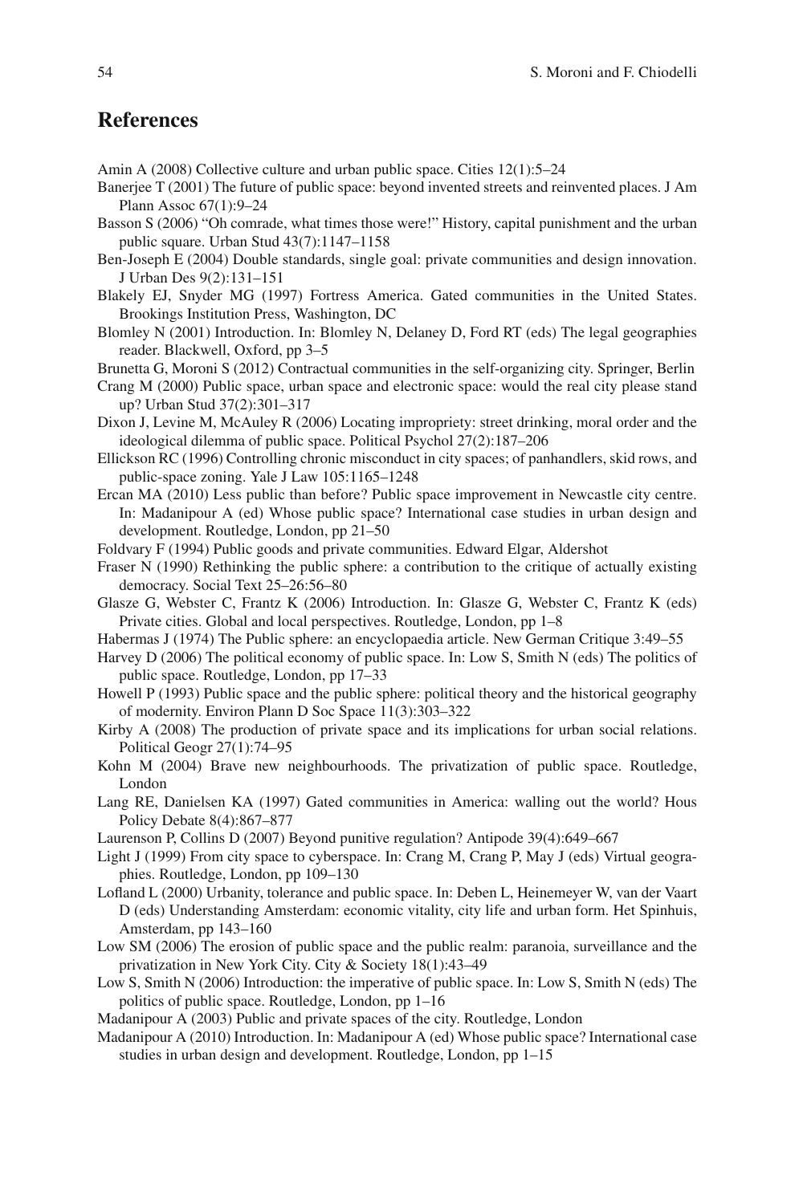## References

Amin A (2008) Collective culture and urban public space. Cities 12(1):5–24

Banerjee T (2001) The future of public space: beyond invented streets and reinvented places. J Am Plann Assoc 67(1):9–24

Basson S (2006) "Oh comrade, what times those were!" History, capital punishment and the urban public square. Urban Stud 43(7):1147–1158

Ben-Joseph E (2004) Double standards, single goal: private communities and design innovation. J Urban Des 9(2):131–151

Blakely EJ, Snyder MG (1997) Fortress America. Gated communities in the United States. Brookings Institution Press, Washington, DC

Blomley N (2001) Introduction. In: Blomley N, Delaney D, Ford RT (eds) The legal geographies reader. Blackwell, Oxford, pp 3–5

Brunetta G, Moroni S (2012) Contractual communities in the self-organizing city. Springer, Berlin

Crang M (2000) Public space, urban space and electronic space: would the real city please stand up? Urban Stud 37(2):301–317

Dixon J, Levine M, McAuley R (2006) Locating impropriety: street drinking, moral order and the ideological dilemma of public space. Political Psychol 27(2):187–206

Ellickson RC (1996) Controlling chronic misconduct in city spaces; of panhandlers, skid rows, and public-space zoning. Yale J Law 105:1165–1248

Ercan MA (2010) Less public than before? Public space improvement in Newcastle city centre. In: Madanipour A (ed) Whose public space? International case studies in urban design and development. Routledge, London, pp 21–50

Foldvary F (1994) Public goods and private communities. Edward Elgar, Aldershot

Fraser N (1990) Rethinking the public sphere: a contribution to the critique of actually existing democracy. Social Text 25–26:56–80

Glasze G, Webster C, Frantz K (2006) Introduction. In: Glasze G, Webster C, Frantz K (eds) Private cities. Global and local perspectives. Routledge, London, pp 1–8

Habermas J (1974) The Public sphere: an encyclopaedia article. New German Critique 3:49–55

Harvey D (2006) The political economy of public space. In: Low S, Smith N (eds) The politics of public space. Routledge, London, pp 17–33

Howell P (1993) Public space and the public sphere: political theory and the historical geography of modernity. Environ Plann D Soc Space 11(3):303–322

Kirby A (2008) The production of private space and its implications for urban social relations. Political Geogr 27(1):74–95

Kohn M (2004) Brave new neighbourhoods. The privatization of public space. Routledge, London

Lang RE, Danielsen KA (1997) Gated communities in America: walling out the world? Hous Policy Debate 8(4):867–877

Laurenson P, Collins D (2007) Beyond punitive regulation? Antipode 39(4):649–667

Light J (1999) From city space to cyberspace. In: Crang M, Crang P, May J (eds) Virtual geographies. Routledge, London, pp 109–130

Lofland L (2000) Urbanity, tolerance and public space. In: Deben L, Heinemeyer W, van der Vaart D (eds) Understanding Amsterdam: economic vitality, city life and urban form. Het Spinhuis, Amsterdam, pp 143–160

Low SM (2006) The erosion of public space and the public realm: paranoia, surveillance and the privatization in New York City. City & Society 18(1):43–49

Low S, Smith N (2006) Introduction: the imperative of public space. In: Low S, Smith N (eds) The politics of public space. Routledge, London, pp 1–16

Madanipour A (2003) Public and private spaces of the city. Routledge, London

Madanipour A (2010) Introduction. In: Madanipour A (ed) Whose public space? International case studies in urban design and development. Routledge, London, pp 1–15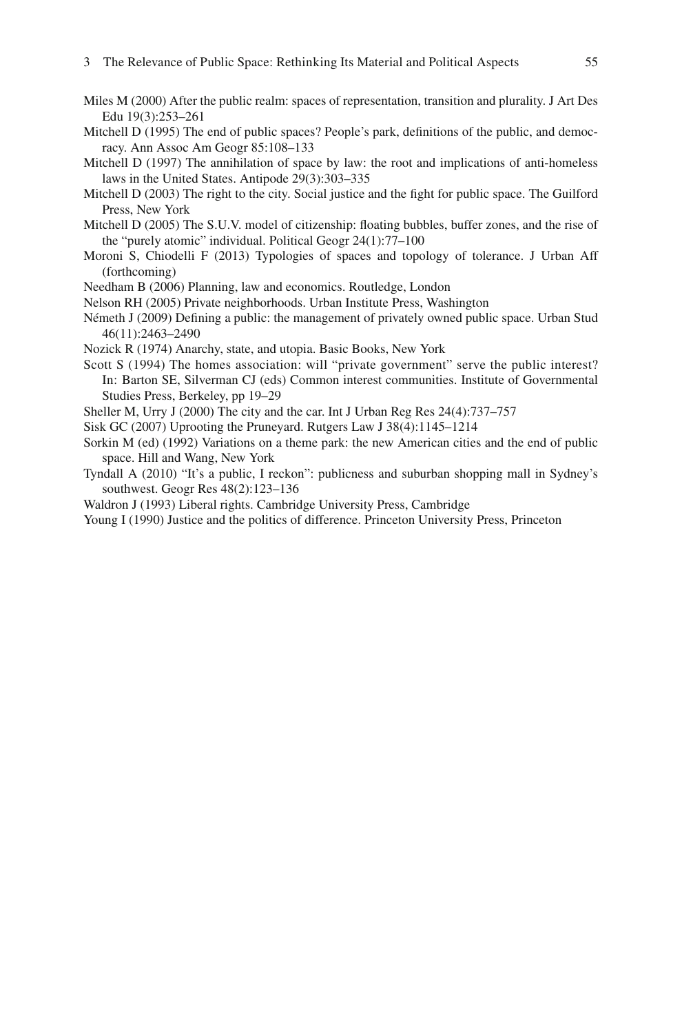Miles M (2000) After the public realm: spaces of representation, transition and plurality. J Art Des Edu 19(3):253–261

Mitchell D (1995) The end of public spaces? People's park, definitions of the public, and democracy. Ann Assoc Am Geogr 85:108–133

Mitchell D (1997) The annihilation of space by law: the root and implications of anti-homeless laws in the United States. Antipode 29(3):303–335

Mitchell D (2003) The right to the city. Social justice and the fight for public space. The Guilford Press, New York

Mitchell D (2005) The S.U.V. model of citizenship: floating bubbles, buffer zones, and the rise of the "purely atomic" individual. Political Geogr 24(1):77–100

Moroni S, Chiodelli F (2013) Typologies of spaces and topology of tolerance. J Urban Aff (forthcoming)

Needham B (2006) Planning, law and economics. Routledge, London

Nelson RH (2005) Private neighborhoods. Urban Institute Press, Washington

Németh J (2009) Defining a public: the management of privately owned public space. Urban Stud 46(11):2463–2490

Nozick R (1974) Anarchy, state, and utopia. Basic Books, New York

Scott S (1994) The homes association: will "private government" serve the public interest? In: Barton SE, Silverman CJ (eds) Common interest communities. Institute of Governmental Studies Press, Berkeley, pp 19–29

Sheller M, Urry J (2000) The city and the car. Int J Urban Reg Res 24(4):737–757

Sisk GC (2007) Uprooting the Pruneyard. Rutgers Law J 38(4):1145–1214

Sorkin M (ed) (1992) Variations on a theme park: the new American cities and the end of public space. Hill and Wang, New York

Tyndall A (2010) "It's a public, I reckon": publicness and suburban shopping mall in Sydney's southwest. Geogr Res 48(2):123–136

Waldron J (1993) Liberal rights. Cambridge University Press, Cambridge

Young I (1990) Justice and the politics of difference. Princeton University Press, Princeton